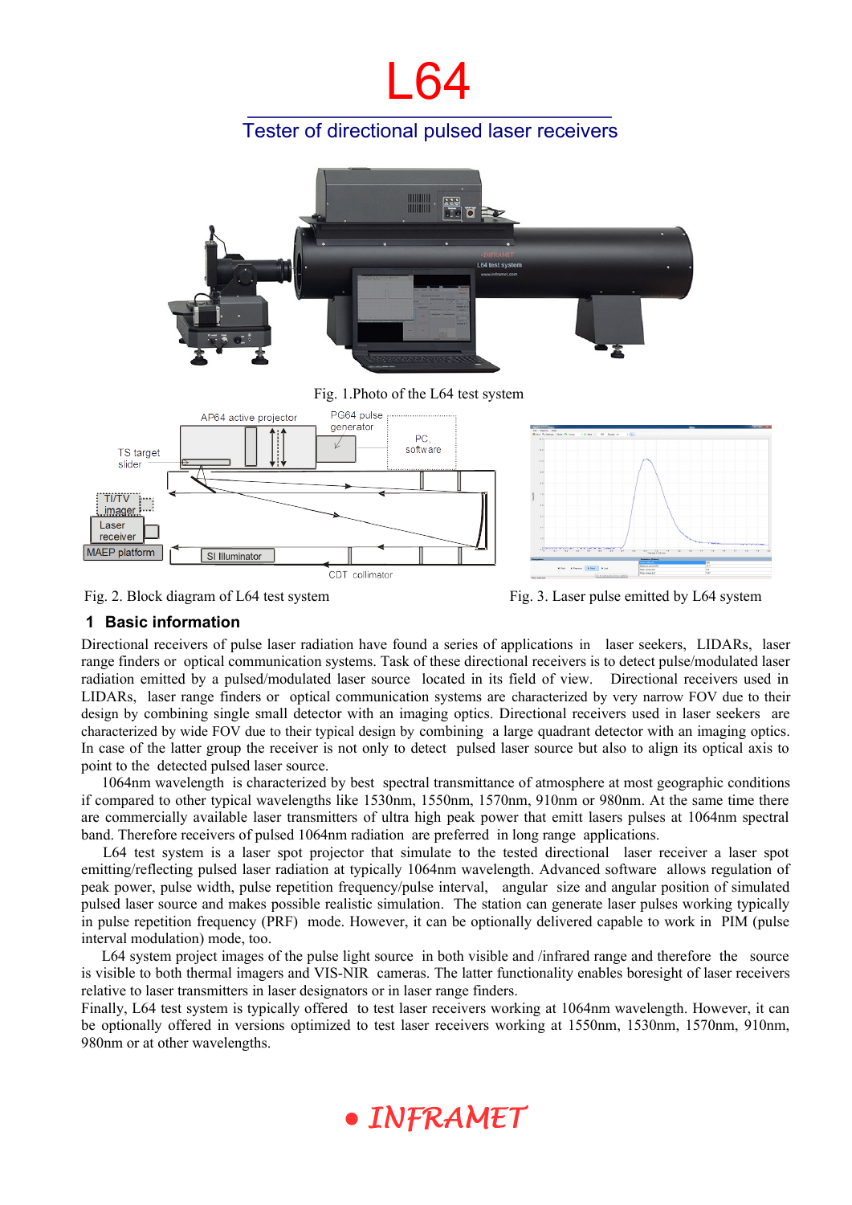# L64

## Tester of directional pulsed laser receivers

Fig. 1.Photo of the L64 test system

Fig. 2. Block diagram of L64 test system

Fig. 3. Laser pulse emitted by L64 system

### 1 Basic information

Directional receivers of pulse laser radiation have found a series of applications in laser seekers, LIDARs, laser range finders or optical communication systems. Task of these directional receivers is to detect pulse/modulated laser radiation emitted by a pulsed/modulated laser source located in its field of view. Directional receivers used in LIDARs, laser range finders or optical communication systems are characterized by very narrow FOV due to their design by combining single small detector with an imaging optics. Directional receivers used in laser seekers are characterized by wide FOV due to their typical design by combining a large quadrant detector with an imaging optics. In case of the latter group the receiver is not only to detect pulsed laser source but also to align its optical axis to point to the detected pulsed laser source.

1064nm wavelength is characterized by best spectral transmittance of atmosphere at most geographic conditions if compared to other typical wavelengths like 1530nm, 1550nm, 1570nm, 910nm or 980nm. At the same time there are commercially available laser transmitters of ultra high peak power that emitt lasers pulses at 1064nm spectral band. Therefore receivers of pulsed 1064nm radiation are preferred in long range applications.

L64 test system is a laser spot projector that simulate to the tested directional laser receiver a laser spot emitting/reflecting pulsed laser radiation at typically 1064nm wavelength. Advanced software allows regulation of peak power, pulse width, pulse repetition frequency/pulse interval, angular size and angular position of simulated pulsed laser source and makes possible realistic simulation. The station can generate laser pulses working typically in pulse repetition frequency (PRF) mode. However, it can be optionally delivered capable to work in PIM (pulse interval modulation) mode, too.

L64 system project images of the pulse light source in both visible and /infrared range and therefore the source is visible to both thermal imagers and VIS-NIR cameras. The latter functionality enables boresight of laser receivers relative to laser transmitters in laser designators or in laser range finders.

Finally, L64 test system is typically offered to test laser receivers working at 1064nm wavelength. However, it can be optionally offered in versions optimized to test laser receivers working at 1550nm, 1530nm, 1570nm, 910nm, 980nm or at other wavelengths.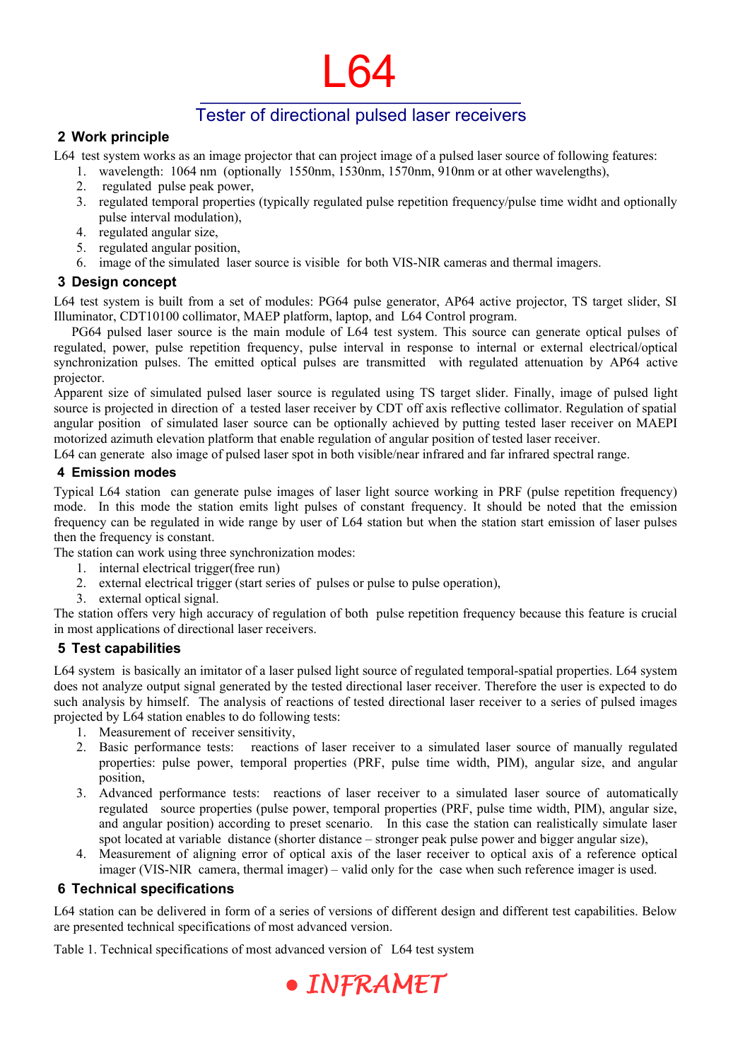# L64

## Tester of directional pulsed laser receivers

### 2 Work principle

L64 test system works as an image projector that can project image of a pulsed laser source of following features:

1. wavelength: 1064 nm (optionally 1550nm, 1530nm, 1570nm, 910nm or at other wavelengths),
2. regulated pulse peak power,
3. regulated temporal properties (typically regulated pulse repetition frequency/pulse time widht and optionally pulse interval modulation),
4. regulated angular size,
5. regulated angular position,
6. image of the simulated laser source is visible for both VIS-NIR cameras and thermal imagers.

### 3 Design concept

L64 test system is built from a set of modules: PG64 pulse generator, AP64 active projector, TS target slider, SI Illuminator, CDT10100 collimator, MAEP platform, laptop, and L64 Control program.

PG64 pulsed laser source is the main module of L64 test system. This source can generate optical pulses of regulated, power, pulse repetition frequency, pulse interval in response to internal or external electrical/optical synchronization pulses. The emitted optical pulses are transmitted with regulated attenuation by AP64 active projector.

Apparent size of simulated pulsed laser source is regulated using TS target slider. Finally, image of pulsed light source is projected in direction of a tested laser receiver by CDT off axis reflective collimator. Regulation of spatial angular position of simulated laser source can be optionally achieved by putting tested laser receiver on MAEPI motorized azimuth elevation platform that enable regulation of angular position of tested laser receiver.

L64 can generate also image of pulsed laser spot in both visible/near infrared and far infrared spectral range.

### 4 Emission modes

Typical L64 station can generate pulse images of laser light source working in PRF (pulse repetition frequency) mode. In this mode the station emits light pulses of constant frequency. It should be noted that the emission frequency can be regulated in wide range by user of L64 station but when the station start emission of laser pulses then the frequency is constant.

The station can work using three synchronization modes:

1. internal electrical trigger(free run)
2. external electrical trigger (start series of pulses or pulse to pulse operation),
3. external optical signal.

The station offers very high accuracy of regulation of both pulse repetition frequency because this feature is crucial in most applications of directional laser receivers.

### 5 Test capabilities

L64 system is basically an imitator of a laser pulsed light source of regulated temporal-spatial properties. L64 system does not analyze output signal generated by the tested directional laser receiver. Therefore the user is expected to do such analysis by himself. The analysis of reactions of tested directional laser receiver to a series of pulsed images projected by L64 station enables to do following tests:

1. Measurement of receiver sensitivity,
2. Basic performance tests: reactions of laser receiver to a simulated laser source of manually regulated properties: pulse power, temporal properties (PRF, pulse time width, PIM), angular size, and angular position,
3. Advanced performance tests: reactions of laser receiver to a simulated laser source of automatically regulated source properties (pulse power, temporal properties (PRF, pulse time width, PIM), angular size, and angular position) according to preset scenario. In this case the station can realistically simulate laser spot located at variable distance (shorter distance – stronger peak pulse power and bigger angular size),
4. Measurement of aligning error of optical axis of the laser receiver to optical axis of a reference optical imager (VIS-NIR camera, thermal imager) – valid only for the case when such reference imager is used.

### 6 Technical specifications

L64 station can be delivered in form of a series of versions of different design and different test capabilities. Below are presented technical specifications of most advanced version.

Table 1. Technical specifications of most advanced version of L64 test system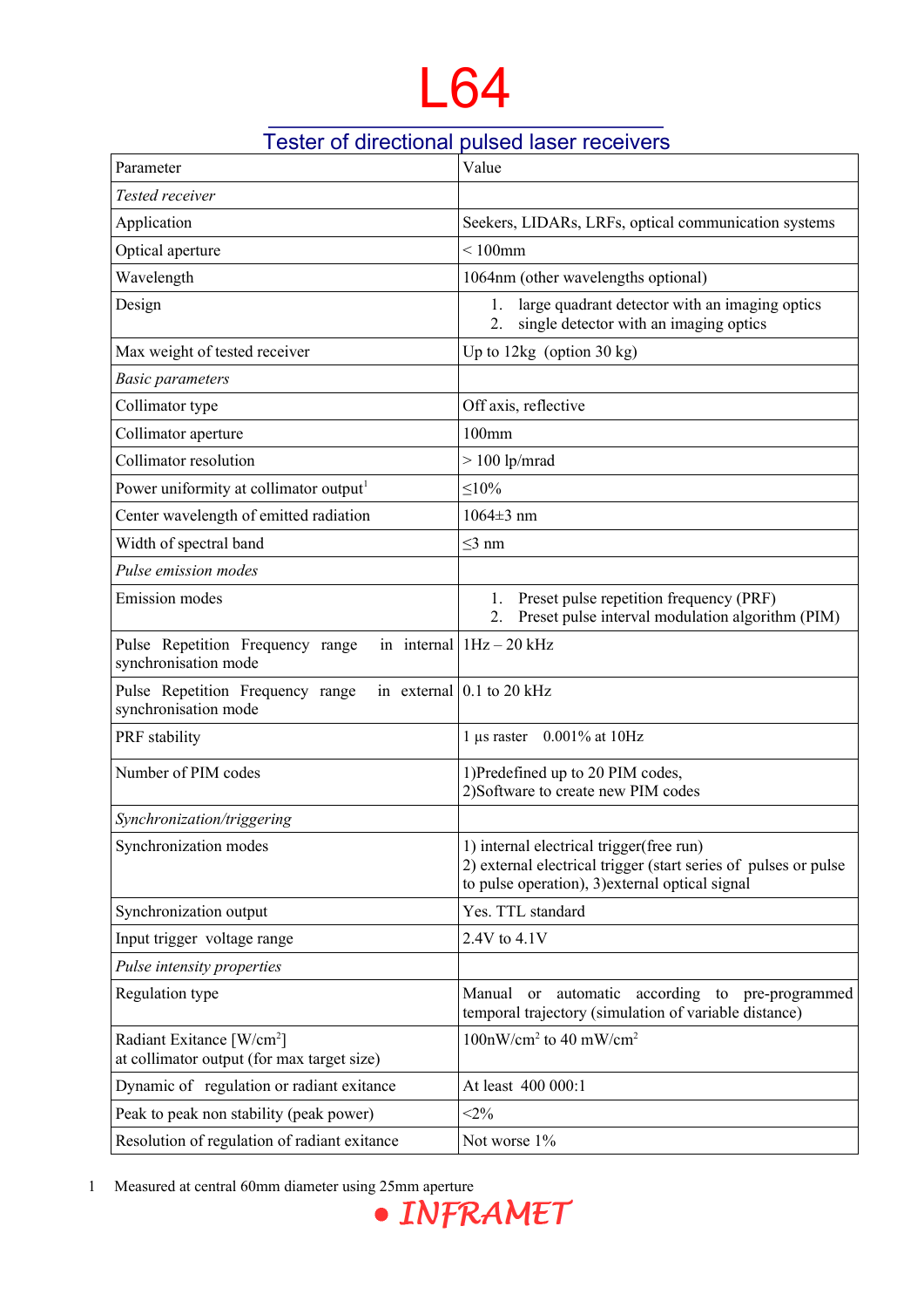# L64

## Tester of directional pulsed laser receivers

| Parameter | Value |
|---|---|
| *Tested receiver* | |
| Application | Seekers, LIDARs, LRFs, optical communication systems |
| Optical aperture | < 100mm |
| Wavelength | 1064nm (other wavelengths optional) |
| Design | 1. large quadrant detector with an imaging optics<br>2. single detector with an imaging optics |
| Max weight of tested receiver | Up to 12kg (option 30 kg) |
| *Basic parameters* | |
| Collimator type | Off axis, reflective |
| Collimator aperture | 100mm |
| Collimator resolution | > 100 lp/mrad |
| Power uniformity at collimator output[1] | ≤10% |
| Center wavelength of emitted radiation | 1064±3 nm |
| Width of spectral band | ≤3 nm |
| *Pulse emission modes* | |
| Emission modes | 1. Preset pulse repetition frequency (PRF)<br>2. Preset pulse interval modulation algorithm (PIM) |
| Pulse Repetition Frequency range in internal synchronisation mode | 1Hz – 20 kHz |
| Pulse Repetition Frequency range in external synchronisation mode | 0.1 to 20 kHz |
| PRF stability | 1 µs raster 0.001% at 10Hz |
| Number of PIM codes | 1)Predefined up to 20 PIM codes,<br>2)Software to create new PIM codes |
| *Synchronization/triggering* | |
| Synchronization modes | 1) internal electrical trigger(free run)<br>2) external electrical trigger (start series of pulses or pulse to pulse operation), 3)external optical signal |
| Synchronization output | Yes. TTL standard |
| Input trigger voltage range | 2.4V to 4.1V |
| *Pulse intensity properties* | |
| Regulation type | Manual or automatic according to pre-programmed temporal trajectory (simulation of variable distance) |
| Radiant Exitance [W/cm$^2$]<br>at collimator output (for max target size) | 100nW/cm$^2$ to 40 mW/cm$^2$ |
| Dynamic of regulation or radiant exitance | At least 400 000:1 |
| Peak to peak non stability (peak power) | <2% |
| Resolution of regulation of radiant exitance | Not worse 1% |

1 Measured at central 60mm diameter using 25mm aperture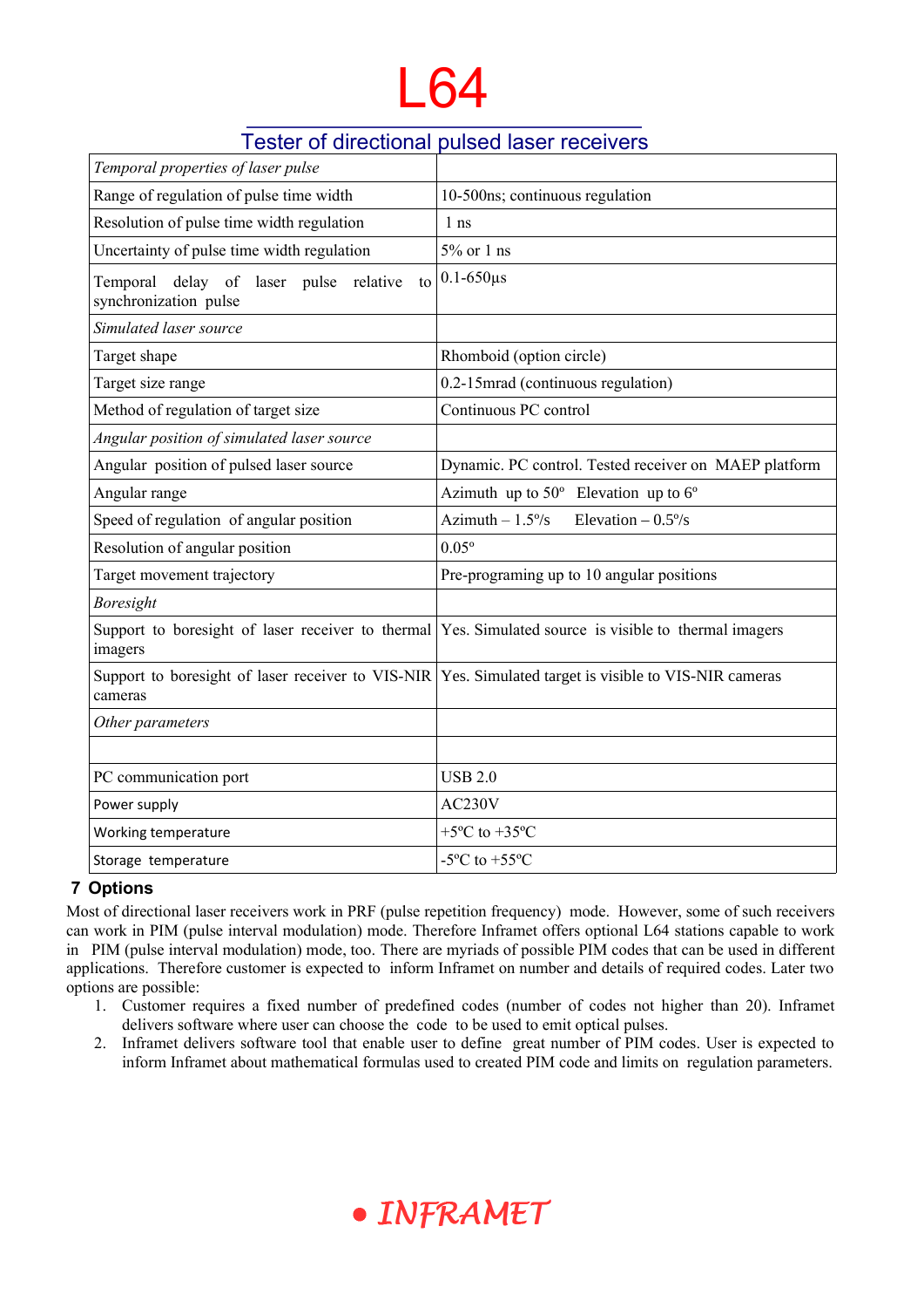# L64

## Tester of directional pulsed laser receivers

| *Temporal properties of laser pulse* | |
|---|---|
| Range of regulation of pulse time width | 10-500ns; continuous regulation |
| Resolution of pulse time width regulation | 1 ns |
| Uncertainty of pulse time width regulation | 5% or 1 ns |
| Temporal delay of laser pulse relative to synchronization pulse | 0.1-650µs |
| *Simulated laser source* | |
| Target shape | Rhomboid (option circle) |
| Target size range | 0.2-15mrad (continuous regulation) |
| Method of regulation of target size | Continuous PC control |
| *Angular position of simulated laser source* | |
| Angular position of pulsed laser source | Dynamic. PC control. Tested receiver on MAEP platform |
| Angular range | Azimuth up to 50° Elevation up to 6° |
| Speed of regulation of angular position | Azimuth – 1.5°/s Elevation – 0.5°/s |
| Resolution of angular position | 0.05° |
| Target movement trajectory | Pre-programing up to 10 angular positions |
| *Boresight* | |
| Support to boresight of laser receiver to thermal imagers | Yes. Simulated source is visible to thermal imagers |
| Support to boresight of laser receiver to VIS-NIR cameras | Yes. Simulated target is visible to VIS-NIR cameras |
| *Other parameters* | |
| | |
| PC communication port | USB 2.0 |
| Power supply | AC230V |
| Working temperature | +5ºC to +35ºC |
| Storage temperature | -5ºC to +55ºC |

## 7 Options

Most of directional laser receivers work in PRF (pulse repetition frequency) mode. However, some of such receivers can work in PIM (pulse interval modulation) mode. Therefore Inframet offers optional L64 stations capable to work in PIM (pulse interval modulation) mode, too. There are myriads of possible PIM codes that can be used in different applications. Therefore customer is expected to inform Inframet on number and details of required codes. Later two options are possible:

1. Customer requires a fixed number of predefined codes (number of codes not higher than 20). Inframet delivers software where user can choose the code to be used to emit optical pulses.
2. Inframet delivers software tool that enable user to define great number of PIM codes. User is expected to inform Inframet about mathematical formulas used to created PIM code and limits on regulation parameters.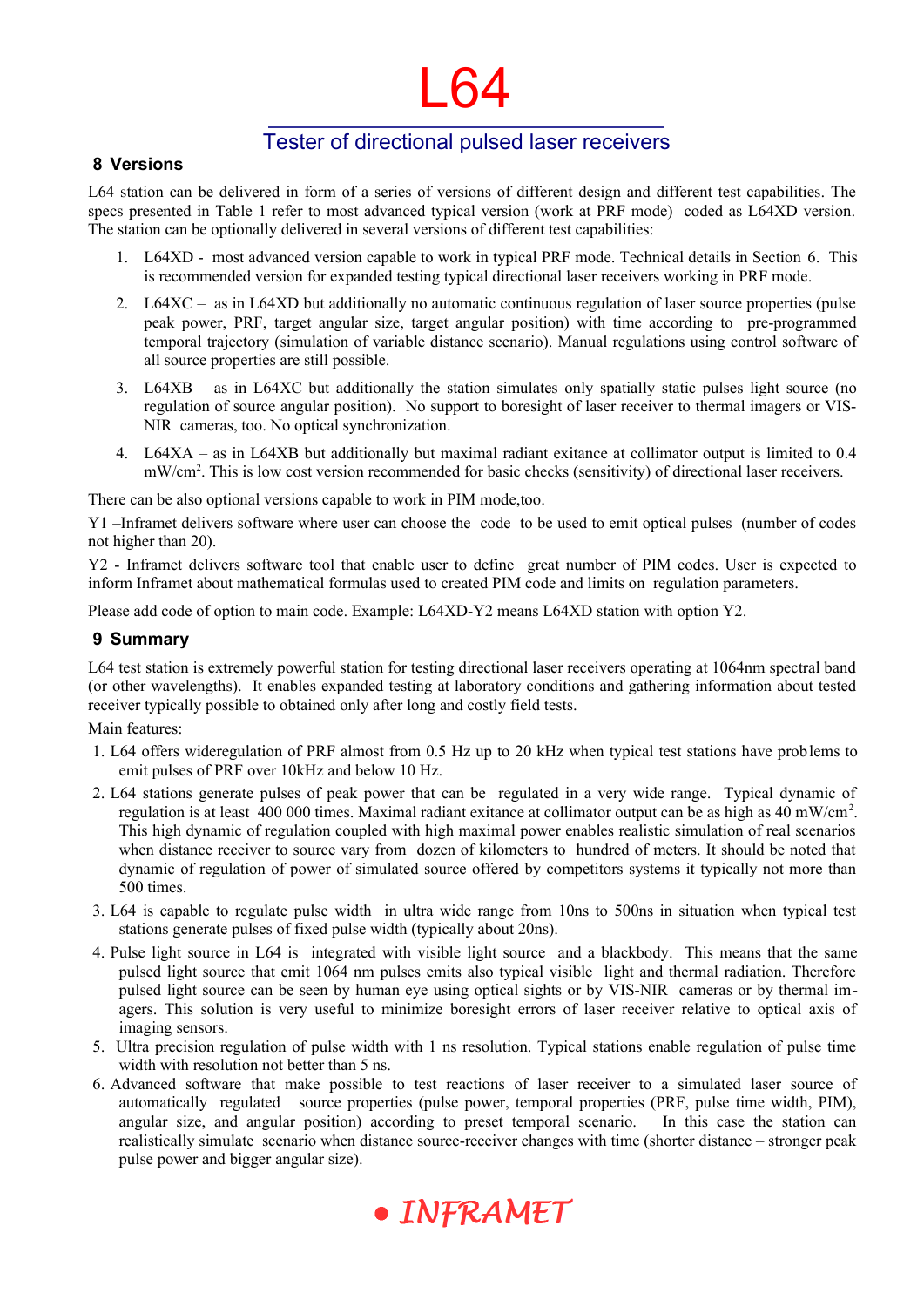# L64

## Tester of directional pulsed laser receivers

### 8 Versions

L64 station can be delivered in form of a series of versions of different design and different test capabilities. The specs presented in Table 1 refer to most advanced typical version (work at PRF mode) coded as L64XD version. The station can be optionally delivered in several versions of different test capabilities:

1. L64XD - most advanced version capable to work in typical PRF mode. Technical details in Section 6. This is recommended version for expanded testing typical directional laser receivers working in PRF mode.
2. L64XC – as in L64XD but additionally no automatic continuous regulation of laser source properties (pulse peak power, PRF, target angular size, target angular position) with time according to pre-programmed temporal trajectory (simulation of variable distance scenario). Manual regulations using control software of all source properties are still possible.
3. L64XB – as in L64XC but additionally the station simulates only spatially static pulses light source (no regulation of source angular position). No support to boresight of laser receiver to thermal imagers or VIS-NIR cameras, too. No optical synchronization.
4. L64XA – as in L64XB but additionally but maximal radiant exitance at collimator output is limited to 0.4 mW/cm$^2$. This is low cost version recommended for basic checks (sensitivity) of directional laser receivers.

There can be also optional versions capable to work in PIM mode,too.

Y1 –Inframet delivers software where user can choose the code to be used to emit optical pulses (number of codes not higher than 20).

Y2 - Inframet delivers software tool that enable user to define great number of PIM codes. User is expected to inform Inframet about mathematical formulas used to created PIM code and limits on regulation parameters.

Please add code of option to main code. Example: L64XD-Y2 means L64XD station with option Y2.

### 9 Summary

L64 test station is extremely powerful station for testing directional laser receivers operating at 1064nm spectral band (or other wavelengths). It enables expanded testing at laboratory conditions and gathering information about tested receiver typically possible to obtained only after long and costly field tests.

Main features:

1. L64 offers wideregulation of PRF almost from 0.5 Hz up to 20 kHz when typical test stations have problems to emit pulses of PRF over 10kHz and below 10 Hz.
2. L64 stations generate pulses of peak power that can be regulated in a very wide range. Typical dynamic of regulation is at least 400 000 times. Maximal radiant exitance at collimator output can be as high as 40 mW/cm$^2$. This high dynamic of regulation coupled with high maximal power enables realistic simulation of real scenarios when distance receiver to source vary from dozen of kilometers to hundred of meters. It should be noted that dynamic of regulation of power of simulated source offered by competitors systems it typically not more than 500 times.
3. L64 is capable to regulate pulse width in ultra wide range from 10ns to 500ns in situation when typical test stations generate pulses of fixed pulse width (typically about 20ns).
4. Pulse light source in L64 is integrated with visible light source and a blackbody. This means that the same pulsed light source that emit 1064 nm pulses emits also typical visible light and thermal radiation. Therefore pulsed light source can be seen by human eye using optical sights or by VIS-NIR cameras or by thermal imagers. This solution is very useful to minimize boresight errors of laser receiver relative to optical axis of imaging sensors.
5. Ultra precision regulation of pulse width with 1 ns resolution. Typical stations enable regulation of pulse time width with resolution not better than 5 ns.
6. Advanced software that make possible to test reactions of laser receiver to a simulated laser source of automatically regulated source properties (pulse power, temporal properties (PRF, pulse time width, PIM), angular size, and angular position) according to preset temporal scenario. In this case the station can realistically simulate scenario when distance source-receiver changes with time (shorter distance – stronger peak pulse power and bigger angular size).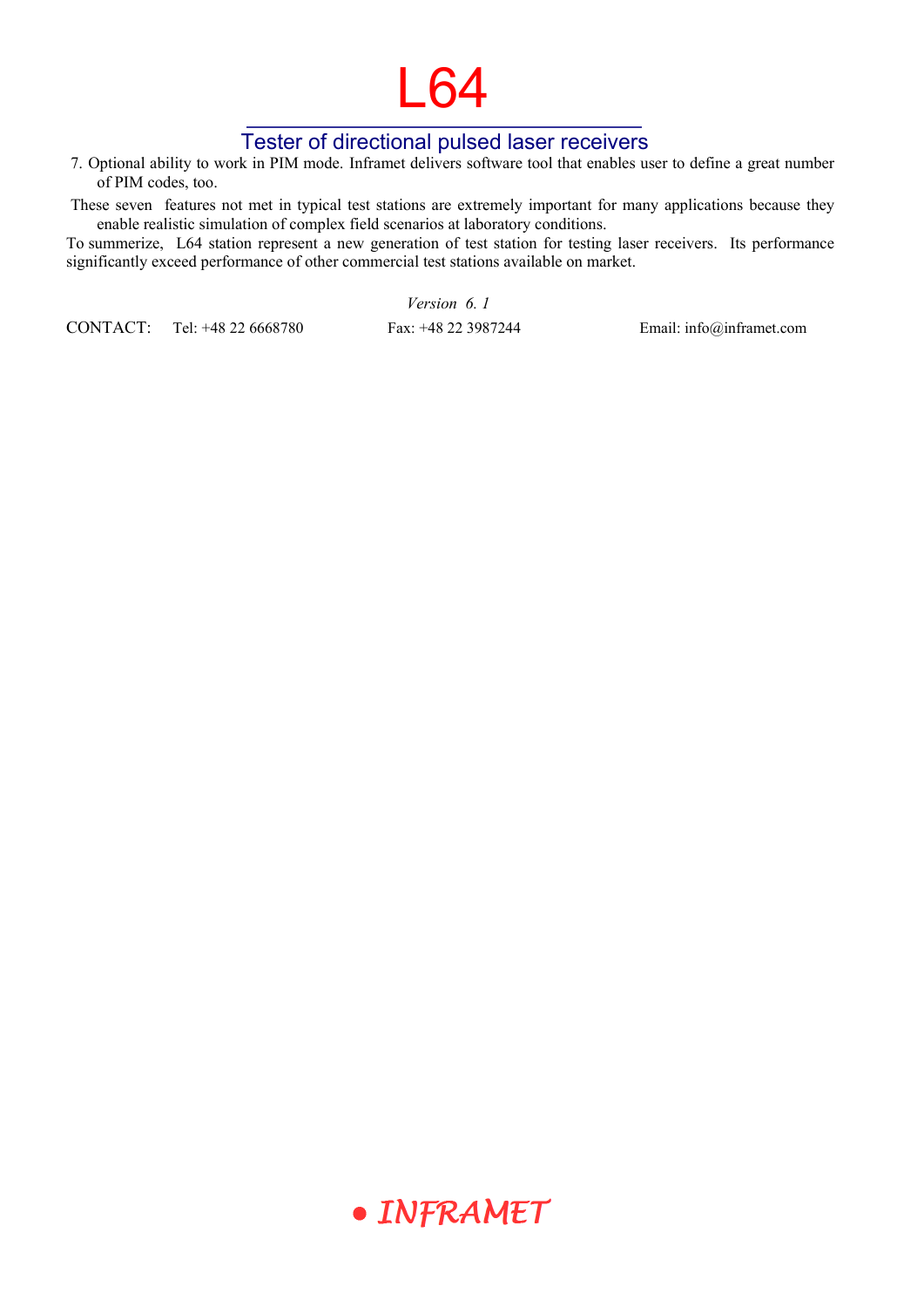7. Optional ability to work in PIM mode. Inframet delivers software tool that enables user to define a great number of PIM codes, too.

These seven features not met in typical test stations are extremely important for many applications because they enable realistic simulation of complex field scenarios at laboratory conditions.

To summerize, L64 station represent a new generation of test station for testing laser receivers. Its performance significantly exceed performance of other commercial test stations available on market.

*Version 6. 1*

CONTACT: Tel: +48 22 6668780 Fax: +48 22 3987244 Email: info@inframet.com